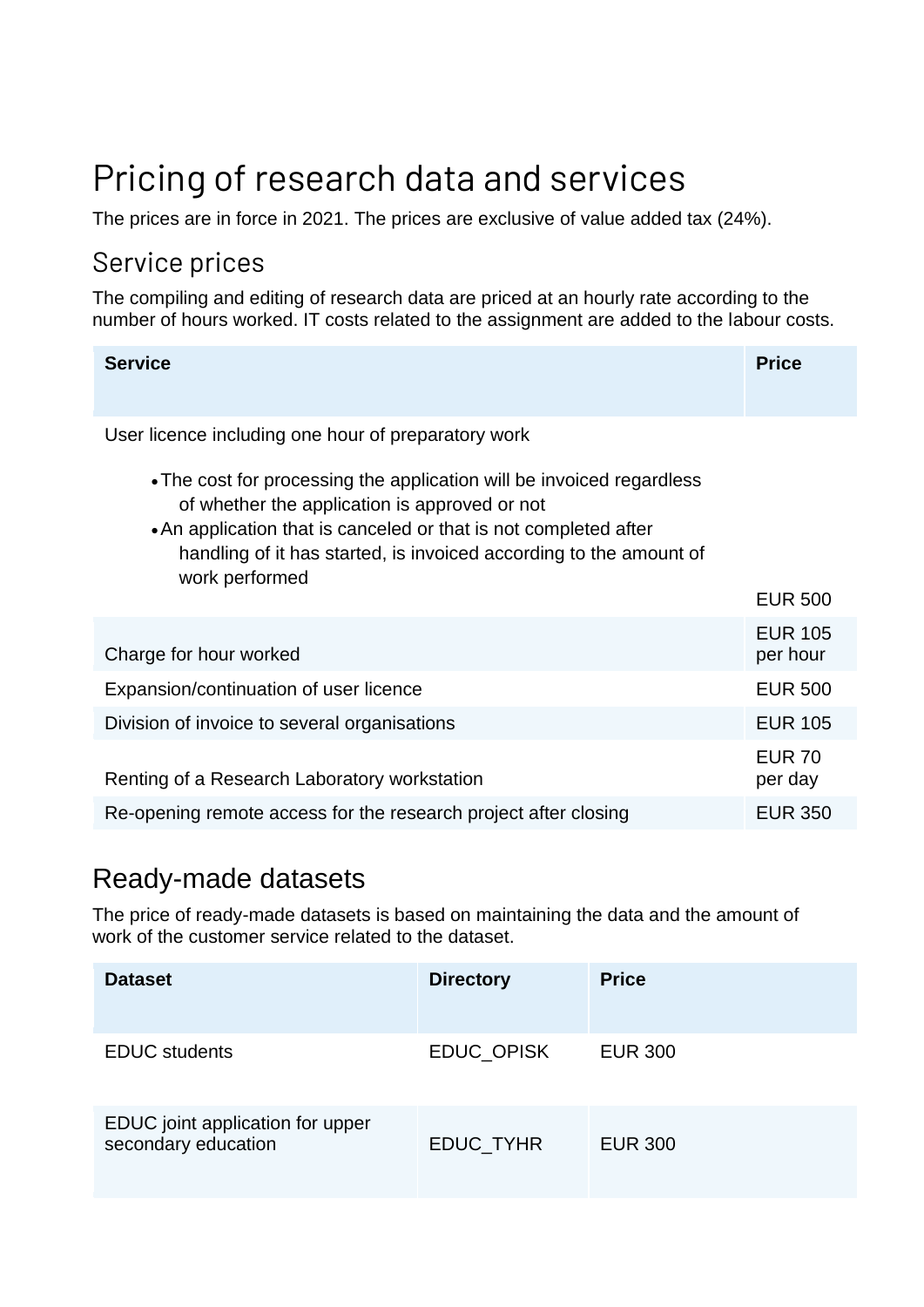# Pricing of research data and services

The prices are in force in 2021. The prices are exclusive of value added tax (24%).

## Service prices

The compiling and editing of research data are priced at an hourly rate according to the number of hours worked. IT costs related to the assignment are added to the labour costs.

| Service | Price |
| --- | --- |
| User licence including one hour of preparatory work<br>• The cost for processing the application will be invoiced regardless of whether the application is approved or not<br>• An application that is canceled or that is not completed after handling of it has started, is invoiced according to the amount of work performed | EUR 500 |
| Charge for hour worked | EUR 105 per hour |
| Expansion/continuation of user licence | EUR 500 |
| Division of invoice to several organisations | EUR 105 |
| Renting of a Research Laboratory workstation | EUR 70 per day |
| Re-opening remote access for the research project after closing | EUR 350 |

## Ready-made datasets

The price of ready-made datasets is based on maintaining the data and the amount of work of the customer service related to the dataset.

| Dataset | Directory | Price |
| --- | --- | --- |
| EDUC students | EDUC_OPISK | EUR 300 |
| EDUC joint application for upper secondary education | EDUC_TYHR | EUR 300 |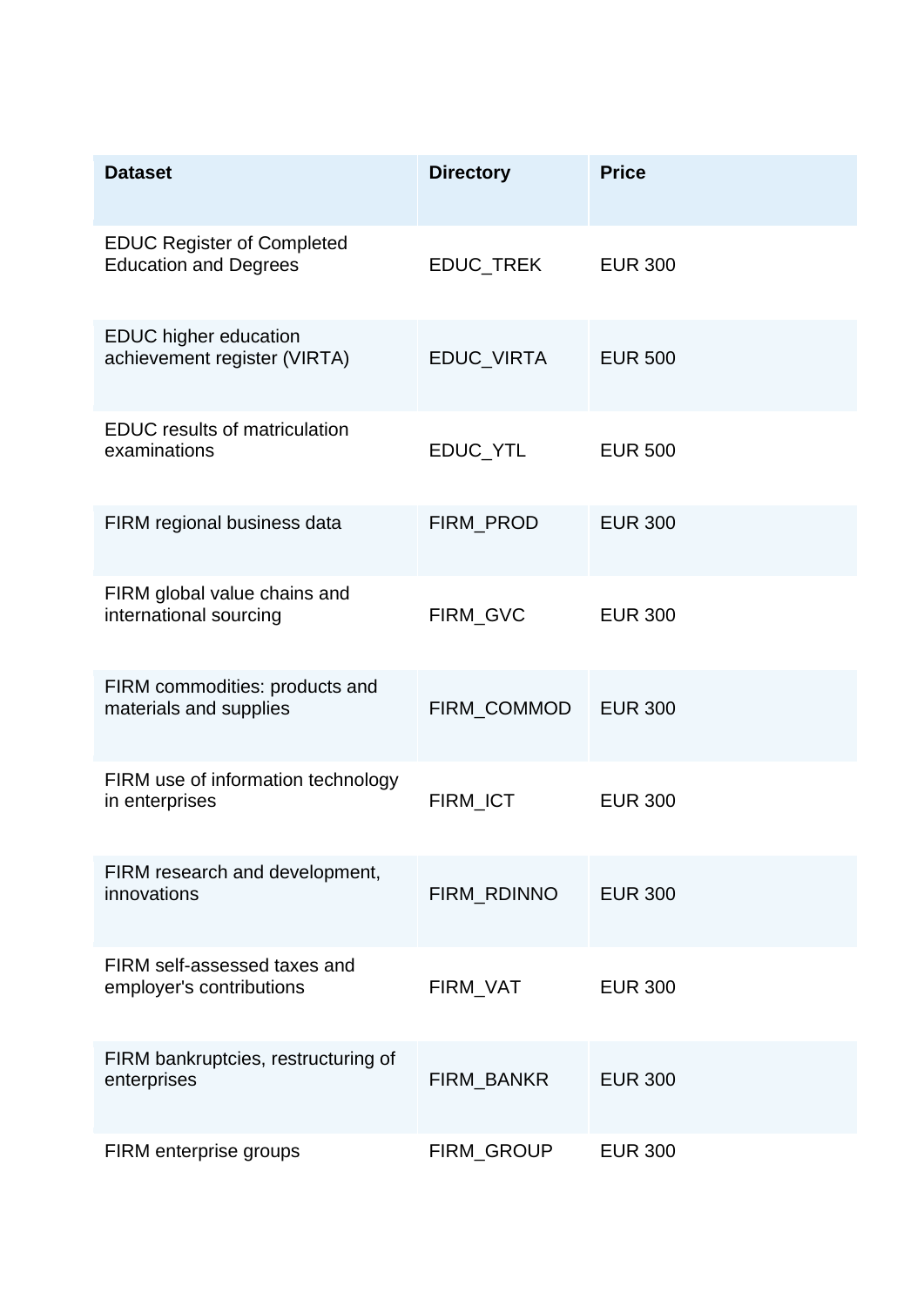| Dataset | Directory | Price |
| --- | --- | --- |
| EDUC Register of Completed Education and Degrees | EDUC_TREK | EUR 300 |
| EDUC higher education achievement register (VIRTA) | EDUC_VIRTA | EUR 500 |
| EDUC results of matriculation examinations | EDUC_YTL | EUR 500 |
| FIRM regional business data | FIRM_PROD | EUR 300 |
| FIRM global value chains and international sourcing | FIRM_GVC | EUR 300 |
| FIRM commodities: products and materials and supplies | FIRM_COMMOD | EUR 300 |
| FIRM use of information technology in enterprises | FIRM_ICT | EUR 300 |
| FIRM research and development, innovations | FIRM_RDINNO | EUR 300 |
| FIRM self-assessed taxes and employer's contributions | FIRM_VAT | EUR 300 |
| FIRM bankruptcies, restructuring of enterprises | FIRM_BANKR | EUR 300 |
| FIRM enterprise groups | FIRM_GROUP | EUR 300 |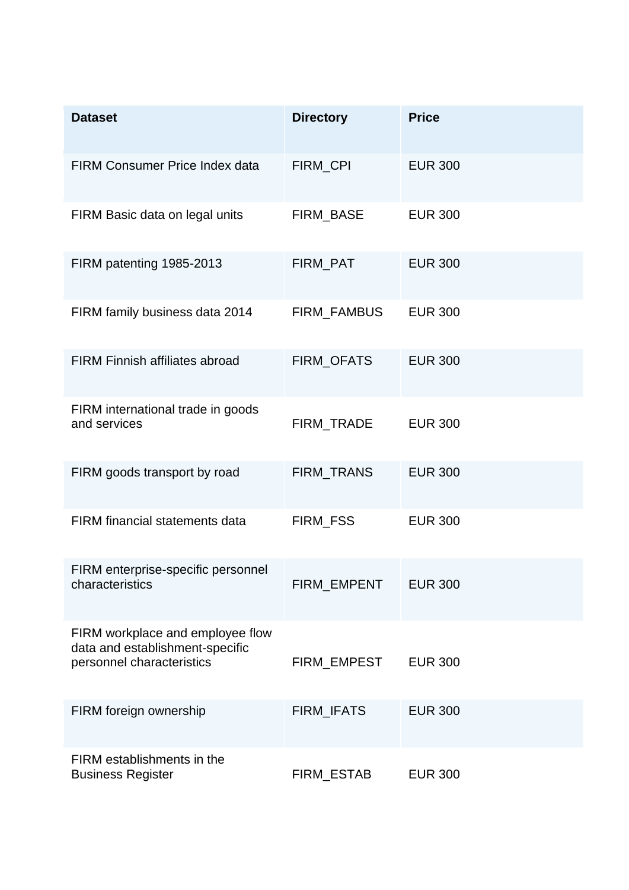| Dataset | Directory | Price |
|---|---|---|
| FIRM Consumer Price Index data | FIRM_CPI | EUR 300 |
| FIRM Basic data on legal units | FIRM_BASE | EUR 300 |
| FIRM patenting 1985-2013 | FIRM_PAT | EUR 300 |
| FIRM family business data 2014 | FIRM_FAMBUS | EUR 300 |
| FIRM Finnish affiliates abroad | FIRM_OFATS | EUR 300 |
| FIRM international trade in goods and services | FIRM_TRADE | EUR 300 |
| FIRM goods transport by road | FIRM_TRANS | EUR 300 |
| FIRM financial statements data | FIRM_FSS | EUR 300 |
| FIRM enterprise-specific personnel characteristics | FIRM_EMPENT | EUR 300 |
| FIRM workplace and employee flow data and establishment-specific personnel characteristics | FIRM_EMPEST | EUR 300 |
| FIRM foreign ownership | FIRM_IFATS | EUR 300 |
| FIRM establishments in the Business Register | FIRM_ESTAB | EUR 300 |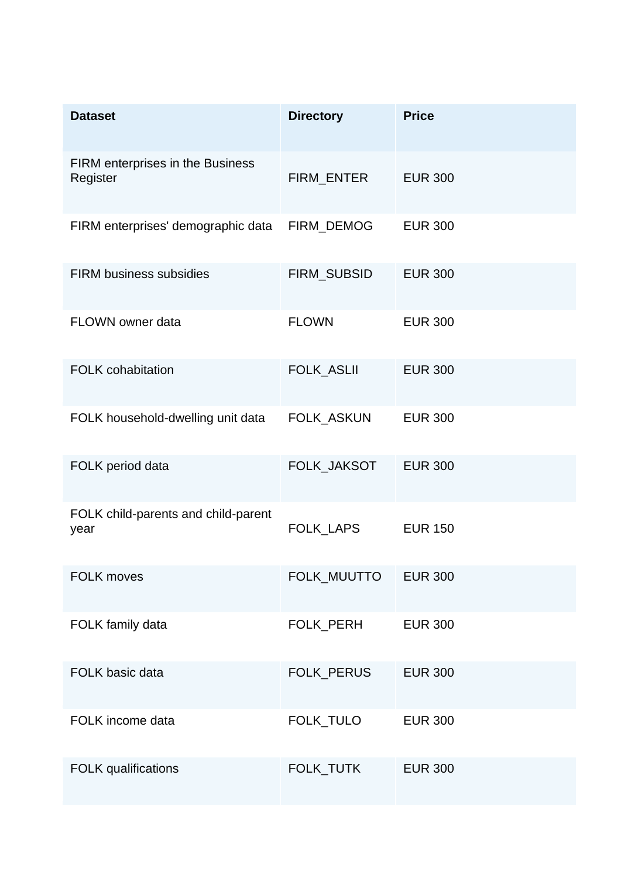| Dataset | Directory | Price |
| --- | --- | --- |
| FIRM enterprises in the Business Register | FIRM_ENTER | EUR 300 |
| FIRM enterprises' demographic data | FIRM_DEMOG | EUR 300 |
| FIRM business subsidies | FIRM_SUBSID | EUR 300 |
| FLOWN owner data | FLOWN | EUR 300 |
| FOLK cohabitation | FOLK_ASLII | EUR 300 |
| FOLK household-dwelling unit data | FOLK_ASKUN | EUR 300 |
| FOLK period data | FOLK_JAKSOT | EUR 300 |
| FOLK child-parents and child-parent year | FOLK_LAPS | EUR 150 |
| FOLK moves | FOLK_MUUTTO | EUR 300 |
| FOLK family data | FOLK_PERH | EUR 300 |
| FOLK basic data | FOLK_PERUS | EUR 300 |
| FOLK income data | FOLK_TULO | EUR 300 |
| FOLK qualifications | FOLK_TUTK | EUR 300 |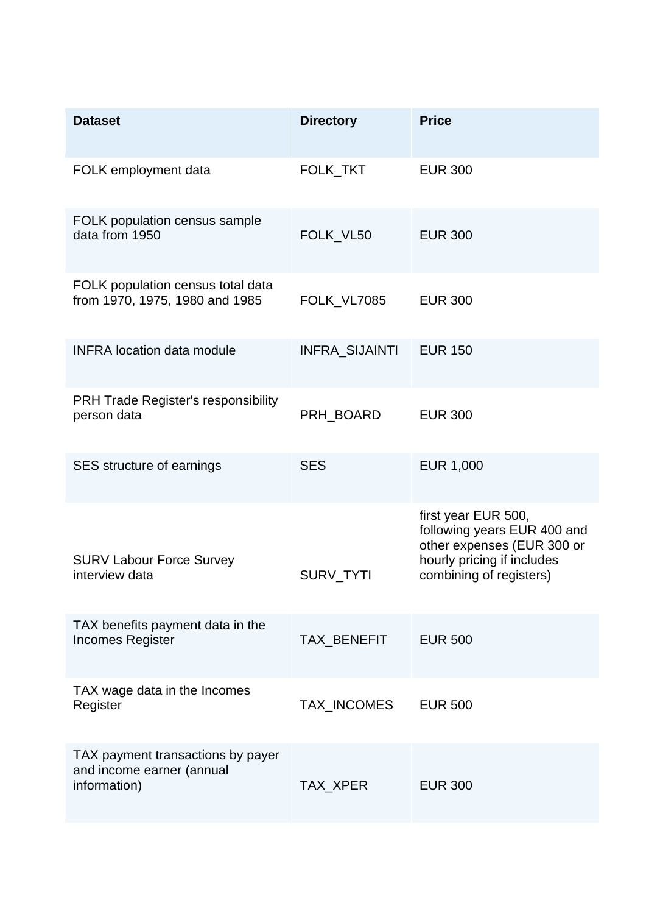| Dataset | Directory | Price |
|---|---|---|
| FOLK employment data | FOLK_TKT | EUR 300 |
| FOLK population census sample data from 1950 | FOLK_VL50 | EUR 300 |
| FOLK population census total data from 1970, 1975, 1980 and 1985 | FOLK_VL7085 | EUR 300 |
| INFRA location data module | INFRA_SIJAINTI | EUR 150 |
| PRH Trade Register's responsibility person data | PRH_BOARD | EUR 300 |
| SES structure of earnings | SES | EUR 1,000 |
| SURV Labour Force Survey interview data | SURV_TYTI | first year EUR 500, following years EUR 400 and other expenses (EUR 300 or hourly pricing if includes combining of registers) |
| TAX benefits payment data in the Incomes Register | TAX_BENEFIT | EUR 500 |
| TAX wage data in the Incomes Register | TAX_INCOMES | EUR 500 |
| TAX payment transactions by payer and income earner (annual information) | TAX_XPER | EUR 300 |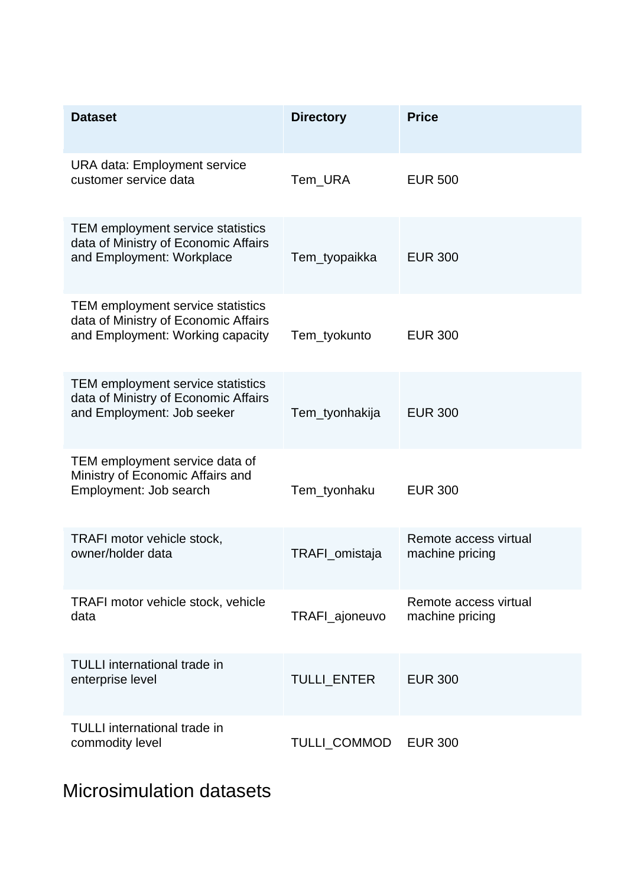| Dataset | Directory | Price |
|---|---|---|
| URA data: Employment service customer service data | Tem_URA | EUR 500 |
| TEM employment service statistics data of Ministry of Economic Affairs and Employment: Workplace | Tem_tyopaikka | EUR 300 |
| TEM employment service statistics data of Ministry of Economic Affairs and Employment: Working capacity | Tem_tyokunto | EUR 300 |
| TEM employment service statistics data of Ministry of Economic Affairs and Employment: Job seeker | Tem_tyonhakija | EUR 300 |
| TEM employment service data of Ministry of Economic Affairs and Employment: Job search | Tem_tyonhaku | EUR 300 |
| TRAFI motor vehicle stock, owner/holder data | TRAFI_omistaja | Remote access virtual machine pricing |
| TRAFI motor vehicle stock, vehicle data | TRAFI_ajoneuvo | Remote access virtual machine pricing |
| TULLI international trade in enterprise level | TULLI_ENTER | EUR 300 |
| TULLI international trade in commodity level | TULLI_COMMOD | EUR 300 |

## Microsimulation datasets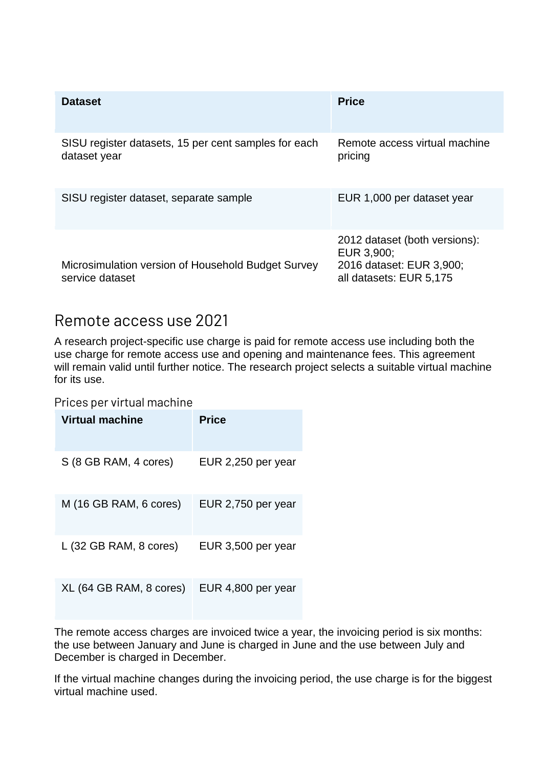| Dataset | Price |
| --- | --- |
| SISU register datasets, 15 per cent samples for each dataset year | Remote access virtual machine pricing |
| SISU register dataset, separate sample | EUR 1,000 per dataset year |
| Microsimulation version of Household Budget Survey service dataset | 2012 dataset (both versions): EUR 3,900; 2016 dataset: EUR 3,900; all datasets: EUR 5,175 |

## Remote access use 2021

A research project-specific use charge is paid for remote access use including both the use charge for remote access use and opening and maintenance fees. This agreement will remain valid until further notice. The research project selects a suitable virtual machine for its use.

### Prices per virtual machine

| Virtual machine | Price |
| --- | --- |
| S (8 GB RAM, 4 cores) | EUR 2,250 per year |
| M (16 GB RAM, 6 cores) | EUR 2,750 per year |
| L (32 GB RAM, 8 cores) | EUR 3,500 per year |
| XL (64 GB RAM, 8 cores) | EUR 4,800 per year |

The remote access charges are invoiced twice a year, the invoicing period is six months: the use between January and June is charged in June and the use between July and December is charged in December.

If the virtual machine changes during the invoicing period, the use charge is for the biggest virtual machine used.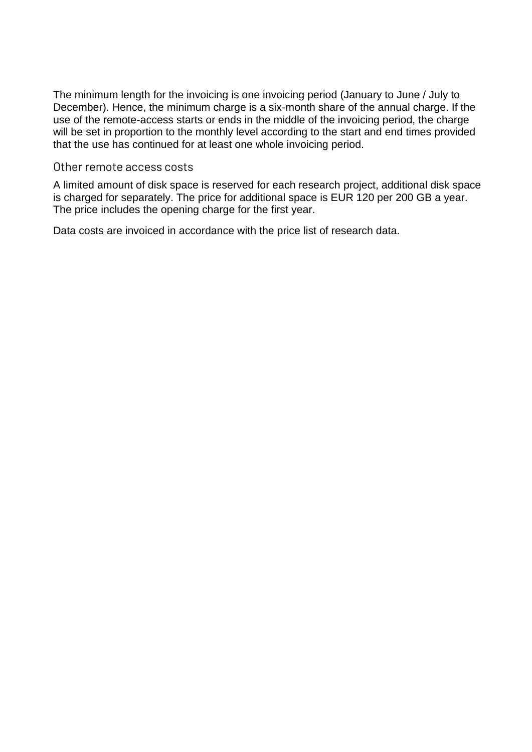The minimum length for the invoicing is one invoicing period (January to June / July to December). Hence, the minimum charge is a six-month share of the annual charge. If the use of the remote-access starts or ends in the middle of the invoicing period, the charge will be set in proportion to the monthly level according to the start and end times provided that the use has continued for at least one whole invoicing period.

### Other remote access costs

A limited amount of disk space is reserved for each research project, additional disk space is charged for separately. The price for additional space is EUR 120 per 200 GB a year. The price includes the opening charge for the first year.

Data costs are invoiced in accordance with the price list of research data.